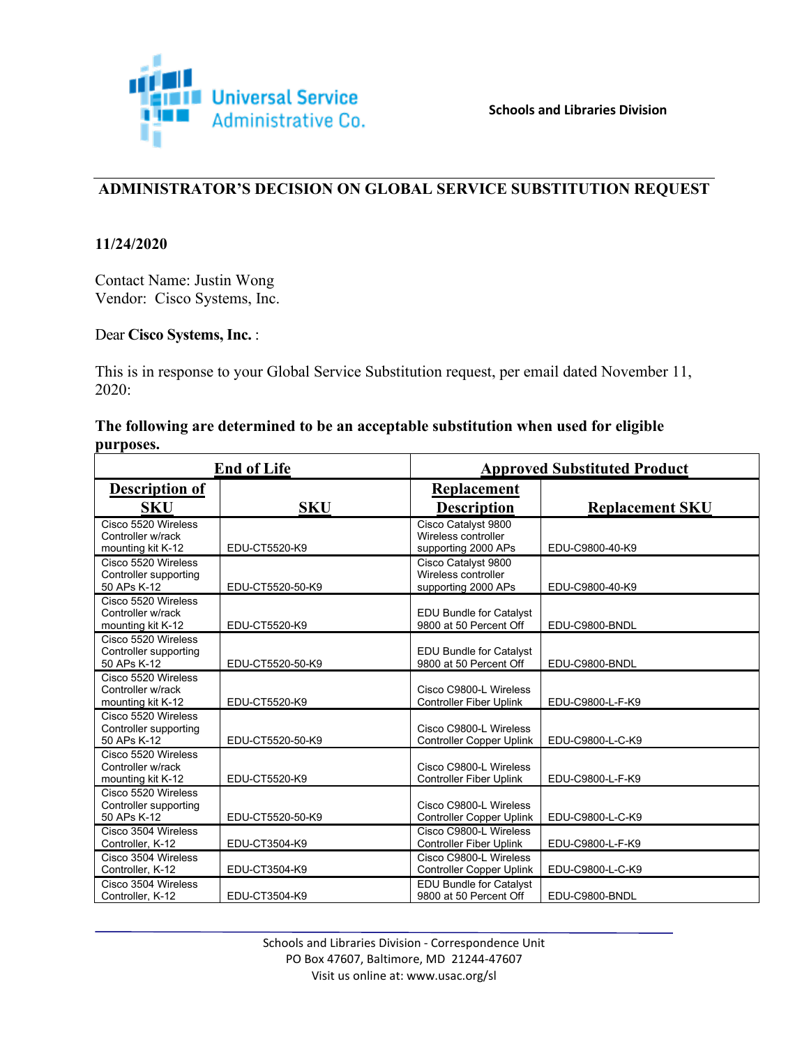Universal Service Administrative Co.

**Schools and Libraries Division**

## ADMINISTRATOR'S DECISION ON GLOBAL SERVICE SUBSTITUTION REQUEST

**11/24/2020**

Contact Name: Justin Wong
Vendor: Cisco Systems, Inc.

Dear **Cisco Systems, Inc.** :

This is in response to your Global Service Substitution request, per email dated November 11, 2020:

**The following are determined to be an acceptable substitution when used for eligible purposes.**

| End of Life | | Approved Substituted Product | |
|---|---|---|---|
| **Description of SKU** | **SKU** | **Replacement Description** | **Replacement SKU** |
| Cisco 5520 Wireless Controller w/rack mounting kit K-12 | EDU-CT5520-K9 | Cisco Catalyst 9800 Wireless controller supporting 2000 APs | EDU-C9800-40-K9 |
| Cisco 5520 Wireless Controller supporting 50 APs K-12 | EDU-CT5520-50-K9 | Cisco Catalyst 9800 Wireless controller supporting 2000 APs | EDU-C9800-40-K9 |
| Cisco 5520 Wireless Controller w/rack mounting kit K-12 | EDU-CT5520-K9 | EDU Bundle for Catalyst 9800 at 50 Percent Off | EDU-C9800-BNDL |
| Cisco 5520 Wireless Controller supporting 50 APs K-12 | EDU-CT5520-50-K9 | EDU Bundle for Catalyst 9800 at 50 Percent Off | EDU-C9800-BNDL |
| Cisco 5520 Wireless Controller w/rack mounting kit K-12 | EDU-CT5520-K9 | Cisco C9800-L Wireless Controller Fiber Uplink | EDU-C9800-L-F-K9 |
| Cisco 5520 Wireless Controller supporting 50 APs K-12 | EDU-CT5520-50-K9 | Cisco C9800-L Wireless Controller Copper Uplink | EDU-C9800-L-C-K9 |
| Cisco 5520 Wireless Controller w/rack mounting kit K-12 | EDU-CT5520-K9 | Cisco C9800-L Wireless Controller Fiber Uplink | EDU-C9800-L-F-K9 |
| Cisco 5520 Wireless Controller supporting 50 APs K-12 | EDU-CT5520-50-K9 | Cisco C9800-L Wireless Controller Copper Uplink | EDU-C9800-L-C-K9 |
| Cisco 3504 Wireless Controller, K-12 | EDU-CT3504-K9 | Cisco C9800-L Wireless Controller Fiber Uplink | EDU-C9800-L-F-K9 |
| Cisco 3504 Wireless Controller, K-12 | EDU-CT3504-K9 | Cisco C9800-L Wireless Controller Copper Uplink | EDU-C9800-L-C-K9 |
| Cisco 3504 Wireless Controller, K-12 | EDU-CT3504-K9 | EDU Bundle for Catalyst 9800 at 50 Percent Off | EDU-C9800-BNDL |

Schools and Libraries Division - Correspondence Unit
PO Box 47607, Baltimore, MD 21244-47607
Visit us online at: www.usac.org/sl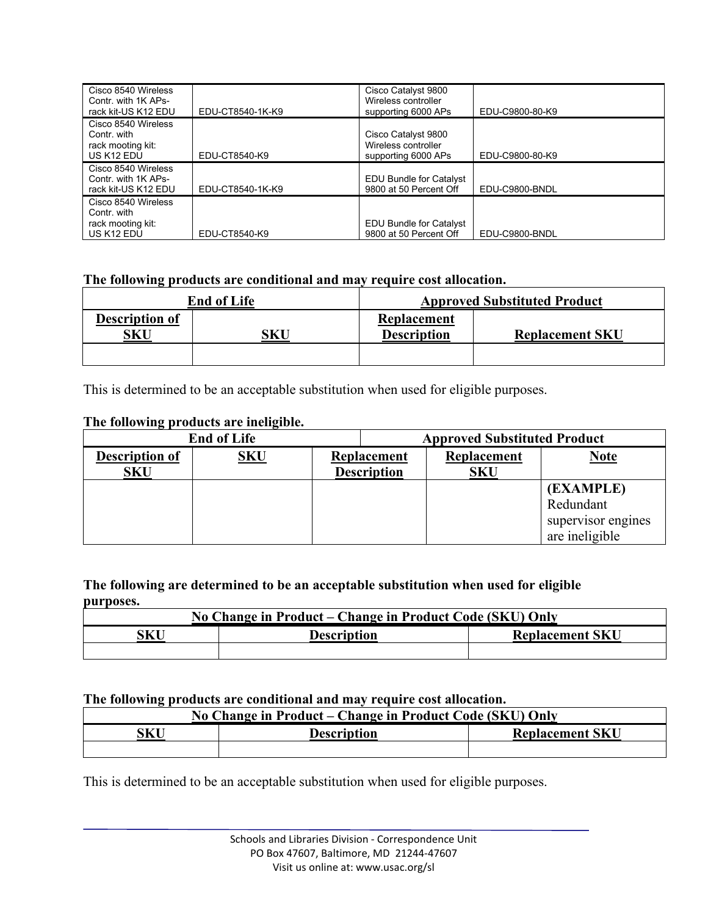| | | | |
|---|---|---|---|
| Cisco 8540 Wireless Contr. with 1K APs-rack kit-US K12 EDU | EDU-CT8540-1K-K9 | Cisco Catalyst 9800 Wireless controller supporting 6000 APs | EDU-C9800-80-K9 |
| Cisco 8540 Wireless Contr. with rack mooting kit: US K12 EDU | EDU-CT8540-K9 | Cisco Catalyst 9800 Wireless controller supporting 6000 APs | EDU-C9800-80-K9 |
| Cisco 8540 Wireless Contr. with 1K APs-rack kit-US K12 EDU | EDU-CT8540-1K-K9 | EDU Bundle for Catalyst 9800 at 50 Percent Off | EDU-C9800-BNDL |
| Cisco 8540 Wireless Contr. with rack mooting kit: US K12 EDU | EDU-CT8540-K9 | EDU Bundle for Catalyst 9800 at 50 Percent Off | EDU-C9800-BNDL |

**The following products are conditional and may require cost allocation.**

| End of Life | | Approved Substituted Product | |
|---|---|---|---|
| Description of SKU | SKU | Replacement Description | Replacement SKU |
| | | | |

This is determined to be an acceptable substitution when used for eligible purposes.

**The following products are ineligible.**

| End of Life | | Approved Substituted Product | | |
|---|---|---|---|---|
| Description of SKU | SKU | Replacement Description | Replacement SKU | Note |
| | | | | **(EXAMPLE)** Redundant supervisor engines are ineligible |

**The following are determined to be an acceptable substitution when used for eligible purposes.**

| No Change in Product – Change in Product Code (SKU) Only | | |
|---|---|---|
| SKU | Description | Replacement SKU |
| | | |

**The following products are conditional and may require cost allocation.**

| No Change in Product – Change in Product Code (SKU) Only | | |
|---|---|---|
| SKU | Description | Replacement SKU |
| | | |

This is determined to be an acceptable substitution when used for eligible purposes.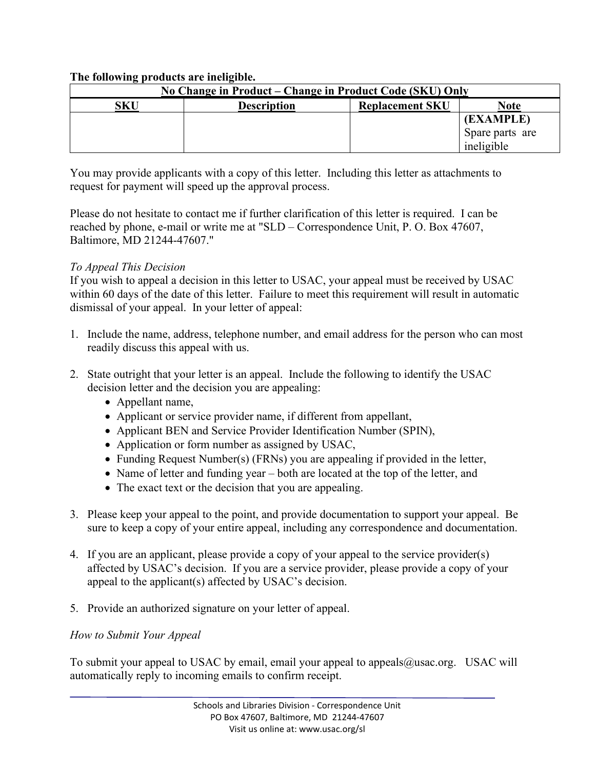**The following products are ineligible.**

| **No Change in Product – Change in Product Code (SKU) Only** | | | |
|---|---|---|---|
| **SKU** | **Description** | **Replacement SKU** | **Note** |
| | | | **(EXAMPLE)** Spare parts are ineligible |

You may provide applicants with a copy of this letter. Including this letter as attachments to request for payment will speed up the approval process.

Please do not hesitate to contact me if further clarification of this letter is required. I can be reached by phone, e-mail or write me at "SLD – Correspondence Unit, P. O. Box 47607, Baltimore, MD 21244-47607."

*To Appeal This Decision*

If you wish to appeal a decision in this letter to USAC, your appeal must be received by USAC within 60 days of the date of this letter. Failure to meet this requirement will result in automatic dismissal of your appeal. In your letter of appeal:

1. Include the name, address, telephone number, and email address for the person who can most readily discuss this appeal with us.

2. State outright that your letter is an appeal. Include the following to identify the USAC decision letter and the decision you are appealing:
   - Appellant name,
   - Applicant or service provider name, if different from appellant,
   - Applicant BEN and Service Provider Identification Number (SPIN),
   - Application or form number as assigned by USAC,
   - Funding Request Number(s) (FRNs) you are appealing if provided in the letter,
   - Name of letter and funding year – both are located at the top of the letter, and
   - The exact text or the decision that you are appealing.

3. Please keep your appeal to the point, and provide documentation to support your appeal. Be sure to keep a copy of your entire appeal, including any correspondence and documentation.

4. If you are an applicant, please provide a copy of your appeal to the service provider(s) affected by USAC's decision. If you are a service provider, please provide a copy of your appeal to the applicant(s) affected by USAC's decision.

5. Provide an authorized signature on your letter of appeal.

*How to Submit Your Appeal*

To submit your appeal to USAC by email, email your appeal to appeals@usac.org. USAC will automatically reply to incoming emails to confirm receipt.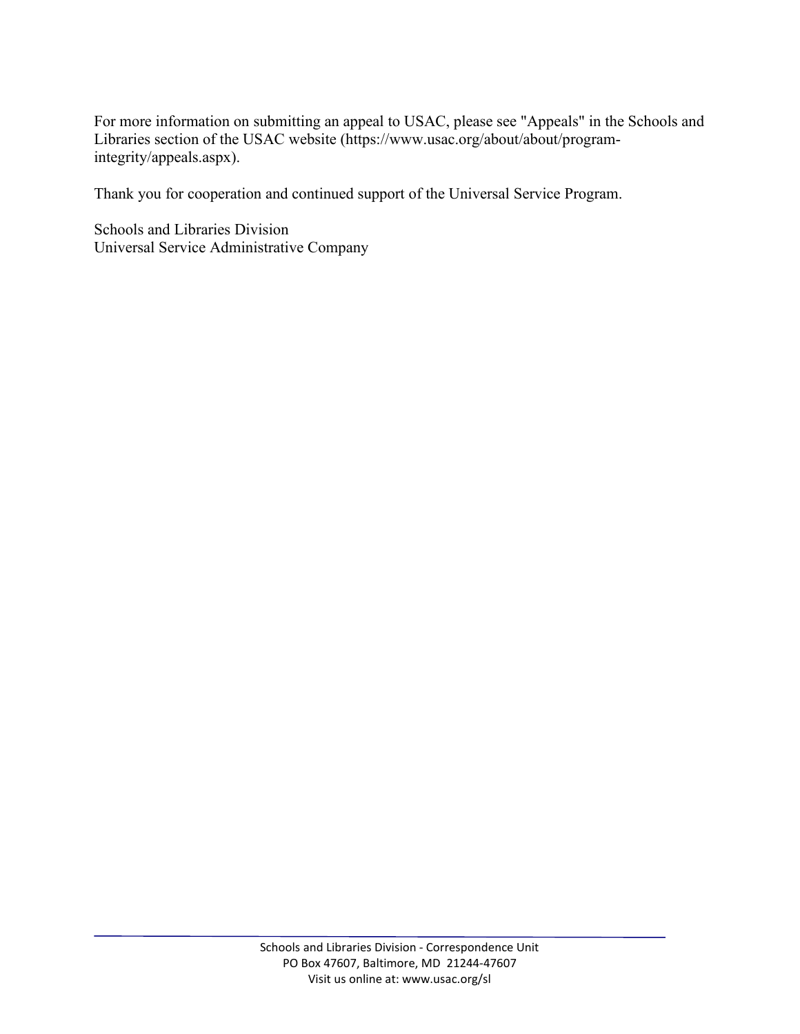For more information on submitting an appeal to USAC, please see "Appeals" in the Schools and Libraries section of the USAC website (https://www.usac.org/about/about/program-integrity/appeals.aspx).

Thank you for cooperation and continued support of the Universal Service Program.

Schools and Libraries Division
Universal Service Administrative Company